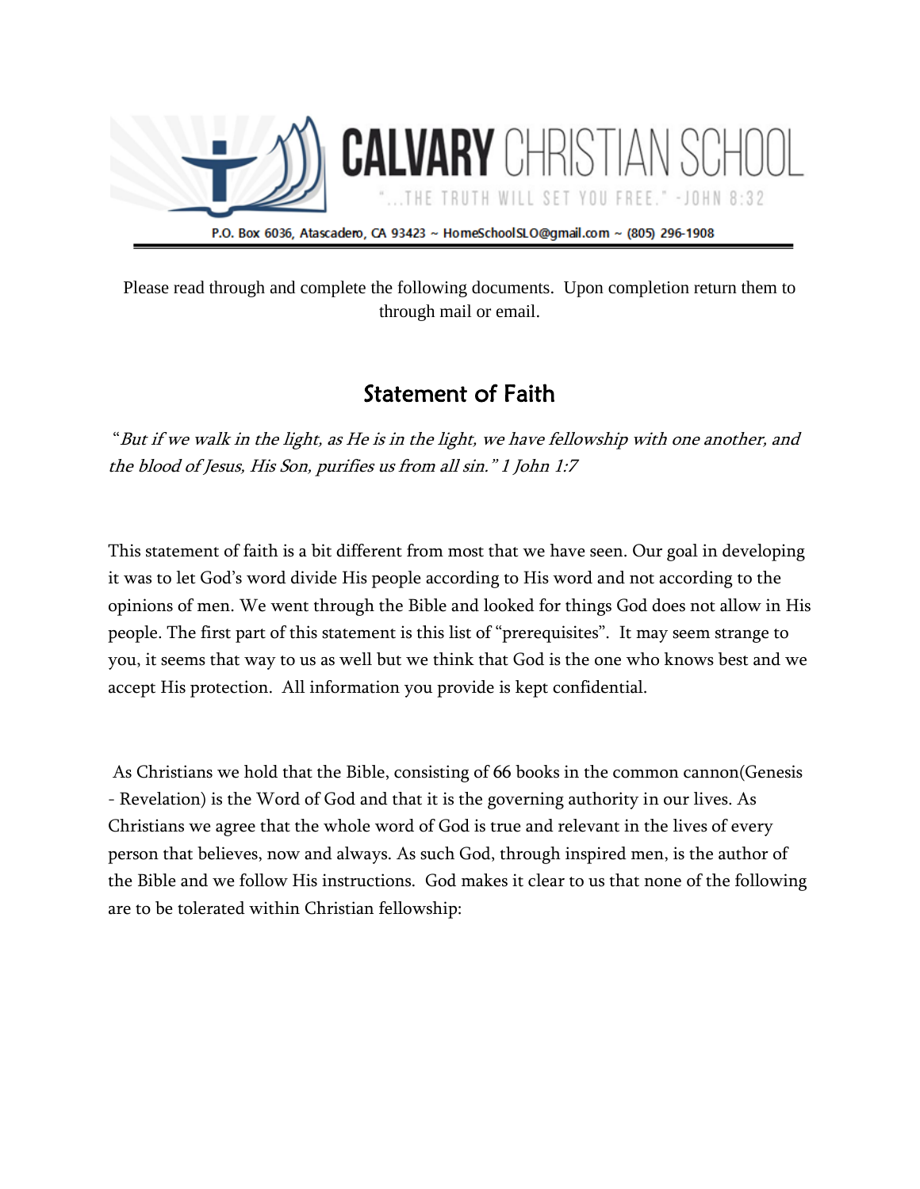# CALVARY CHRISTIAN SCHOOL

"...THE TRUTH WILL SET YOU FREE." -JOHN 8:32

P.O. Box 6036, Atascadero, CA 93423 ~ HomeSchoolSLO@gmail.com ~ (805) 296-1908

---

Please read through and complete the following documents. Upon completion return them to through mail or email.

## Statement of Faith

"*But if we walk in the light, as He is in the light, we have fellowship with one another, and the blood of Jesus, His Son, purifies us from all sin." 1 John 1:7*

This statement of faith is a bit different from most that we have seen. Our goal in developing it was to let God's word divide His people according to His word and not according to the opinions of men. We went through the Bible and looked for things God does not allow in His people. The first part of this statement is this list of "prerequisites". It may seem strange to you, it seems that way to us as well but we think that God is the one who knows best and we accept His protection. All information you provide is kept confidential.

As Christians we hold that the Bible, consisting of 66 books in the common cannon(Genesis - Revelation) is the Word of God and that it is the governing authority in our lives. As Christians we agree that the whole word of God is true and relevant in the lives of every person that believes, now and always. As such God, through inspired men, is the author of the Bible and we follow His instructions. God makes it clear to us that none of the following are to be tolerated within Christian fellowship: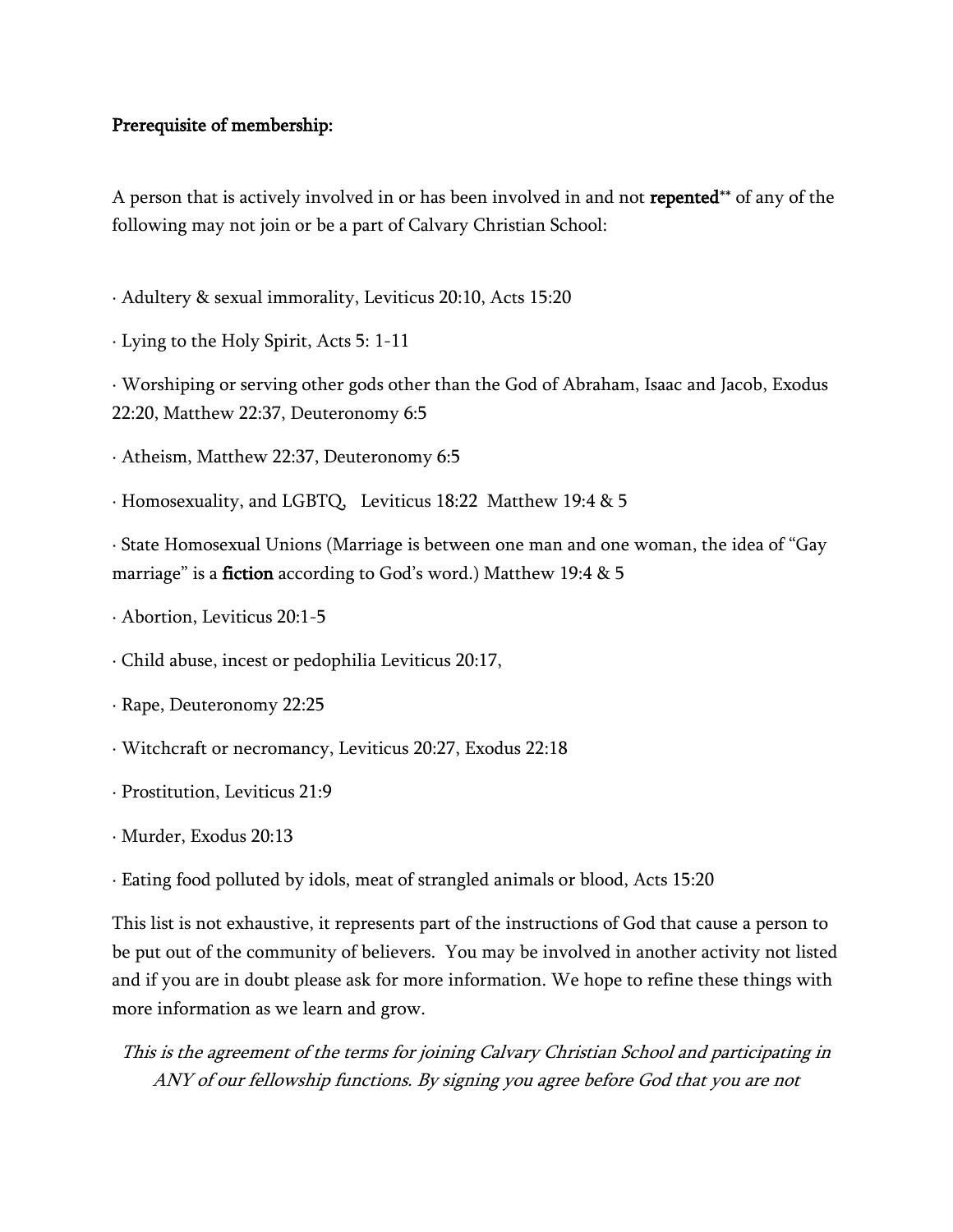**Prerequisite of membership:**

A person that is actively involved in or has been involved in and not **repented**** of any of the following may not join or be a part of Calvary Christian School:

· Adultery & sexual immorality, Leviticus 20:10, Acts 15:20

· Lying to the Holy Spirit, Acts 5: 1-11

· Worshiping or serving other gods other than the God of Abraham, Isaac and Jacob, Exodus 22:20, Matthew 22:37, Deuteronomy 6:5

· Atheism, Matthew 22:37, Deuteronomy 6:5

· Homosexuality, and LGBTQ, Leviticus 18:22 Matthew 19:4 & 5

· State Homosexual Unions (Marriage is between one man and one woman, the idea of "Gay marriage" is a **fiction** according to God's word.) Matthew 19:4 & 5

· Abortion, Leviticus 20:1-5

· Child abuse, incest or pedophilia Leviticus 20:17,

· Rape, Deuteronomy 22:25

· Witchcraft or necromancy, Leviticus 20:27, Exodus 22:18

· Prostitution, Leviticus 21:9

· Murder, Exodus 20:13

· Eating food polluted by idols, meat of strangled animals or blood, Acts 15:20

This list is not exhaustive, it represents part of the instructions of God that cause a person to be put out of the community of believers. You may be involved in another activity not listed and if you are in doubt please ask for more information. We hope to refine these things with more information as we learn and grow.

*This is the agreement of the terms for joining Calvary Christian School and participating in ANY of our fellowship functions. By signing you agree before God that you are not*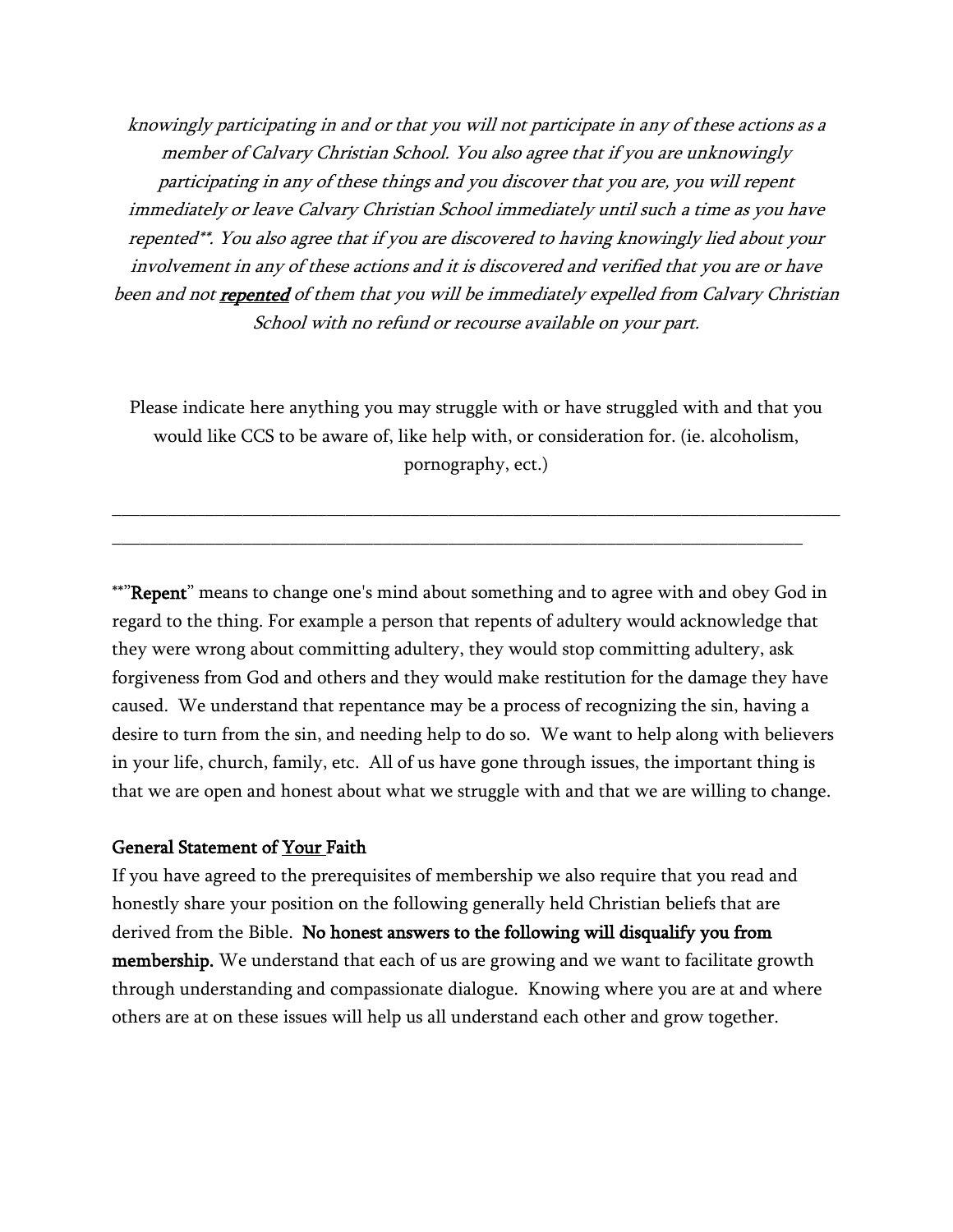*knowingly participating in and or that you will not participate in any of these actions as a member of Calvary Christian School. You also agree that if you are unknowingly participating in any of these things and you discover that you are, you will repent immediately or leave Calvary Christian School immediately until such a time as you have repented**. You also agree that if you are discovered to having knowingly lied about your involvement in any of these actions and it is discovered and verified that you are or have been and not* ***repented*** *of them that you will be immediately expelled from Calvary Christian School with no refund or recourse available on your part.*

Please indicate here anything you may struggle with or have struggled with and that you would like CCS to be aware of, like help with, or consideration for. (ie. alcoholism, pornography, ect.)

______________________________________________________________________________

____________________________________________________________________________

**"**Repent**" means to change one's mind about something and to agree with and obey God in regard to the thing. For example a person that repents of adultery would acknowledge that they were wrong about committing adultery, they would stop committing adultery, ask forgiveness from God and others and they would make restitution for the damage they have caused. We understand that repentance may be a process of recognizing the sin, having a desire to turn from the sin, and needing help to do so. We want to help along with believers in your life, church, family, etc. All of us have gone through issues, the important thing is that we are open and honest about what we struggle with and that we are willing to change.

**General Statement of Your Faith**

If you have agreed to the prerequisites of membership we also require that you read and honestly share your position on the following generally held Christian beliefs that are derived from the Bible. **No honest answers to the following will disqualify you from membership.** We understand that each of us are growing and we want to facilitate growth through understanding and compassionate dialogue. Knowing where you are at and where others are at on these issues will help us all understand each other and grow together.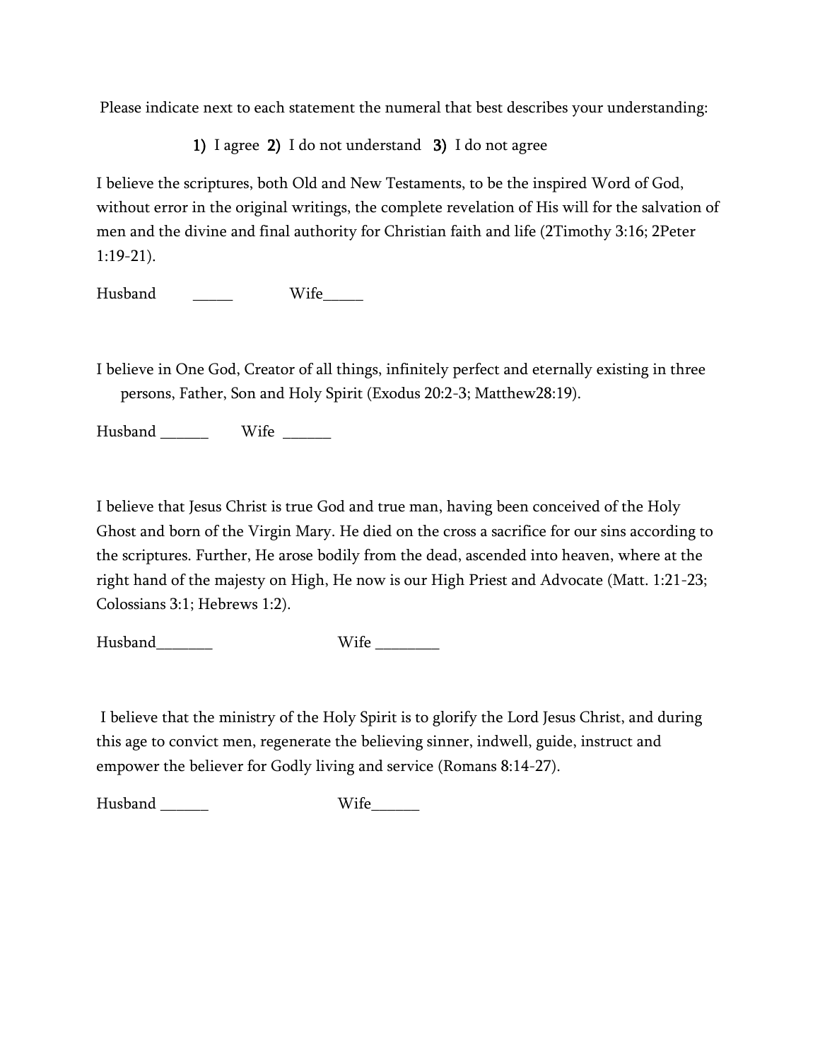Please indicate next to each statement the numeral that best describes your understanding:

**1)** I agree **2)** I do not understand **3)** I do not agree

I believe the scriptures, both Old and New Testaments, to be the inspired Word of God, without error in the original writings, the complete revelation of His will for the salvation of men and the divine and final authority for Christian faith and life (2Timothy 3:16; 2Peter 1:19-21).

Husband _____ Wife_____

I believe in One God, Creator of all things, infinitely perfect and eternally existing in three persons, Father, Son and Holy Spirit (Exodus 20:2-3; Matthew28:19).

Husband ______ Wife ______

I believe that Jesus Christ is true God and true man, having been conceived of the Holy Ghost and born of the Virgin Mary. He died on the cross a sacrifice for our sins according to the scriptures. Further, He arose bodily from the dead, ascended into heaven, where at the right hand of the majesty on High, He now is our High Priest and Advocate (Matt. 1:21-23; Colossians 3:1; Hebrews 1:2).

Husband_______ Wife ________

I believe that the ministry of the Holy Spirit is to glorify the Lord Jesus Christ, and during this age to convict men, regenerate the believing sinner, indwell, guide, instruct and empower the believer for Godly living and service (Romans 8:14-27).

Husband ______ Wife______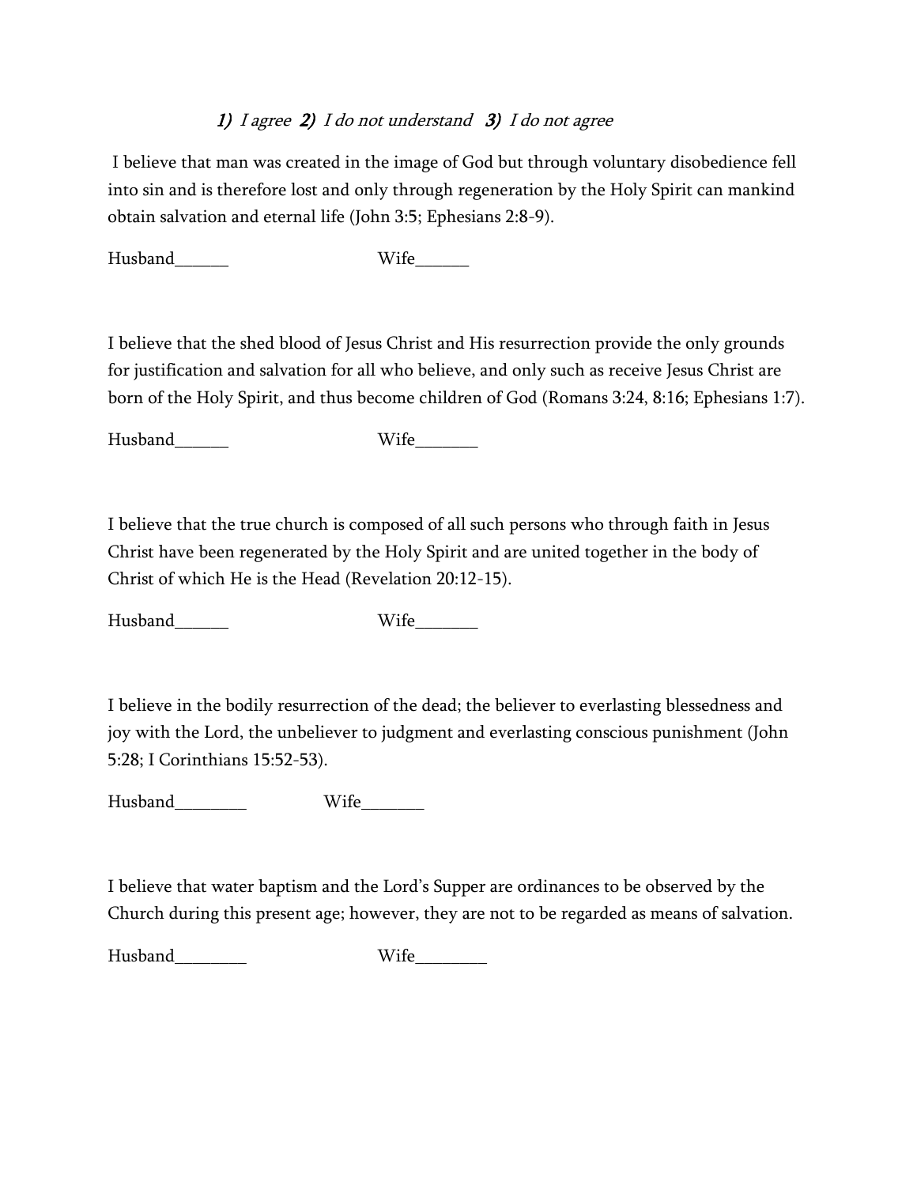*1) I agree 2) I do not understand 3) I do not agree*

I believe that man was created in the image of God but through voluntary disobedience fell into sin and is therefore lost and only through regeneration by the Holy Spirit can mankind obtain salvation and eternal life (John 3:5; Ephesians 2:8-9).

Husband______ Wife______

I believe that the shed blood of Jesus Christ and His resurrection provide the only grounds for justification and salvation for all who believe, and only such as receive Jesus Christ are born of the Holy Spirit, and thus become children of God (Romans 3:24, 8:16; Ephesians 1:7).

Husband______ Wife_______

I believe that the true church is composed of all such persons who through faith in Jesus Christ have been regenerated by the Holy Spirit and are united together in the body of Christ of which He is the Head (Revelation 20:12-15).

Husband______ Wife_______

I believe in the bodily resurrection of the dead; the believer to everlasting blessedness and joy with the Lord, the unbeliever to judgment and everlasting conscious punishment (John 5:28; I Corinthians 15:52-53).

Husband________ Wife_______

I believe that water baptism and the Lord's Supper are ordinances to be observed by the Church during this present age; however, they are not to be regarded as means of salvation.

Husband________ Wife________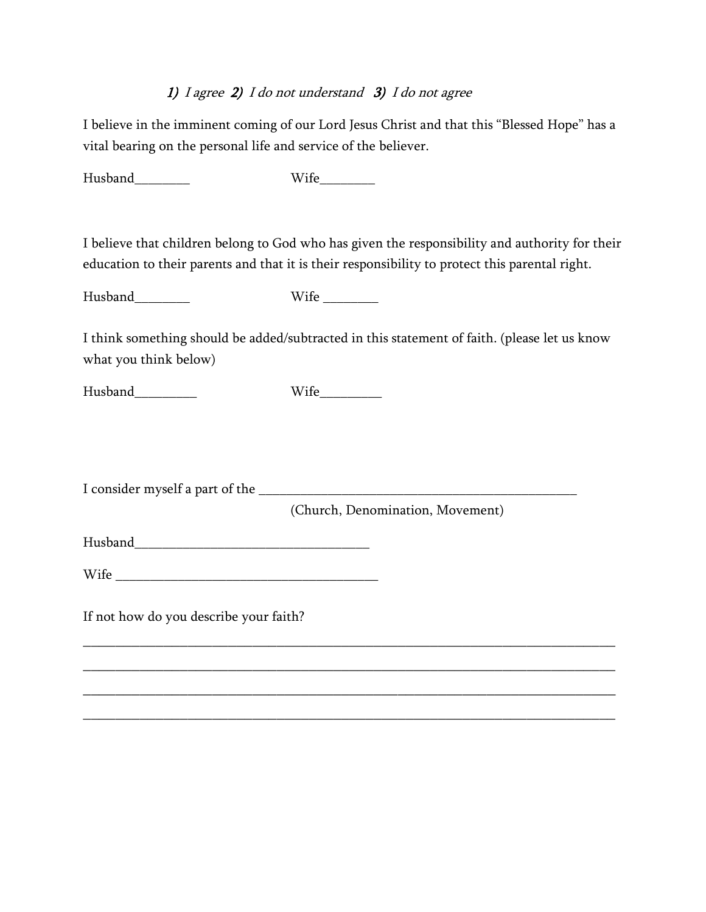*1) I agree  2) I do not understand   3) I do not agree*

I believe in the imminent coming of our Lord Jesus Christ and that this "Blessed Hope" has a vital bearing on the personal life and service of the believer.

Husband________                    Wife________

I believe that children belong to God who has given the responsibility and authority for their education to their parents and that it is their responsibility to protect this parental right.

Husband________                    Wife ________

I think something should be added/subtracted in this statement of faith. (please let us know what you think below)

Husband_________                    Wife_________

I consider myself a part of the ______________________________________________

(Church, Denomination, Movement)

Husband___________________________________

Wife _______________________________________

If not how do you describe your faith?

_______________________________________________________________________________

_______________________________________________________________________________

_______________________________________________________________________________

_______________________________________________________________________________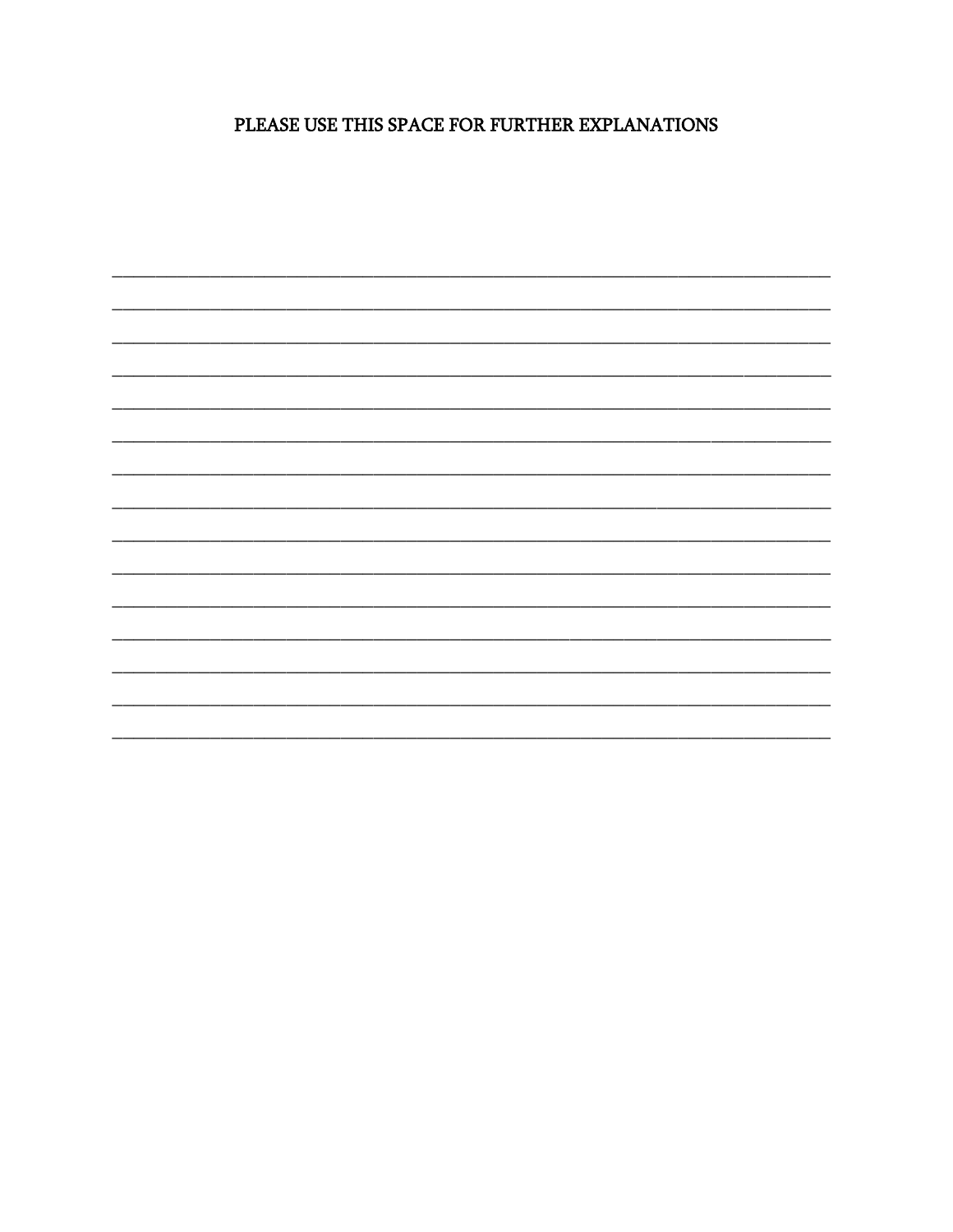PLEASE USE THIS SPACE FOR FURTHER EXPLANATIONS

_____________________________________________________________________________

_____________________________________________________________________________

_____________________________________________________________________________

_____________________________________________________________________________

_____________________________________________________________________________

_____________________________________________________________________________

_____________________________________________________________________________

_____________________________________________________________________________

_____________________________________________________________________________

_____________________________________________________________________________

_____________________________________________________________________________

_____________________________________________________________________________

_____________________________________________________________________________

_____________________________________________________________________________

_____________________________________________________________________________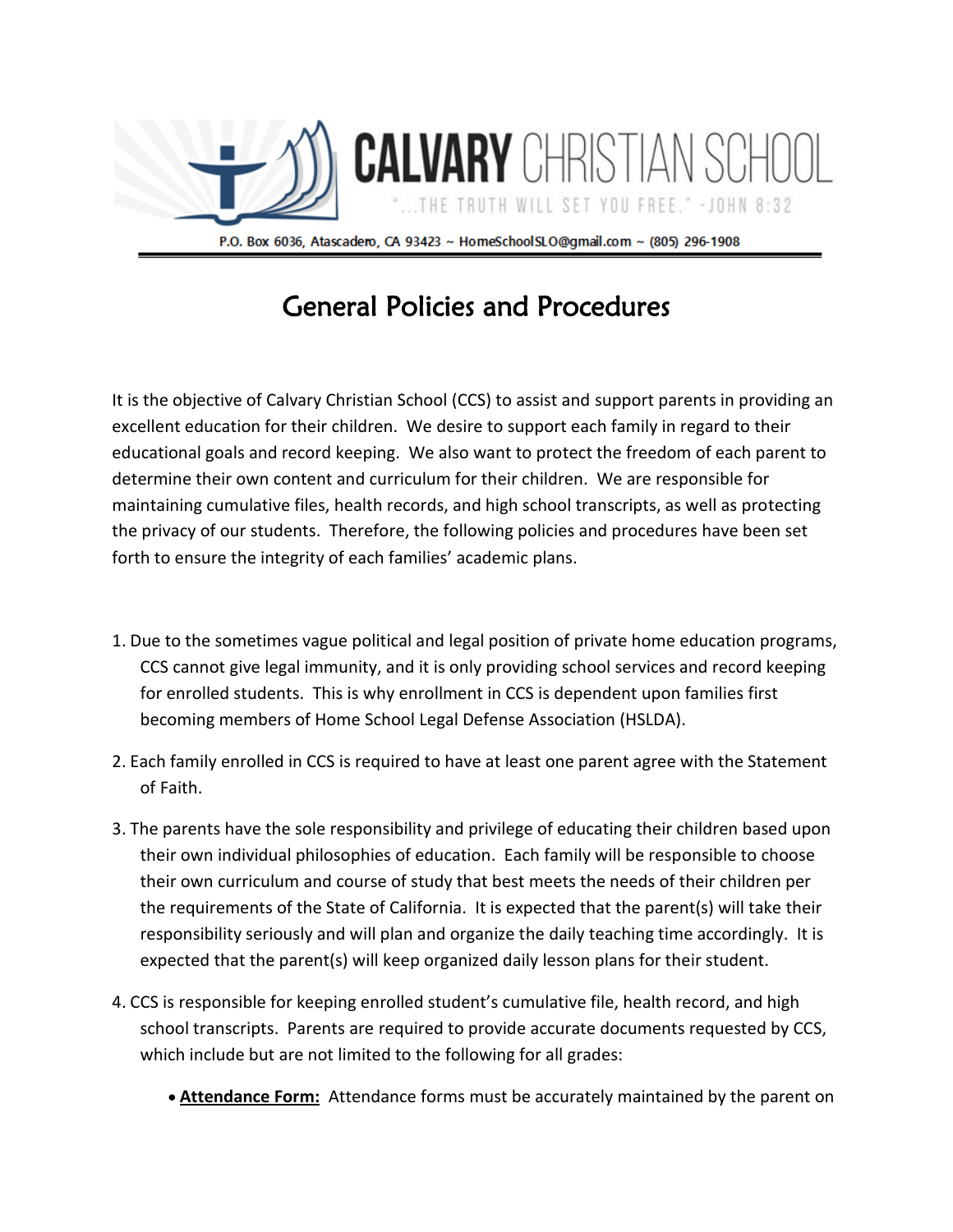# CALVARY CHRISTIAN SCHOOL

"...THE TRUTH WILL SET YOU FREE." -JOHN 8:32

P.O. Box 6036, Atascadero, CA 93423 ~ HomeSchoolSLO@gmail.com ~ (805) 296-1908

## General Policies and Procedures

It is the objective of Calvary Christian School (CCS) to assist and support parents in providing an excellent education for their children. We desire to support each family in regard to their educational goals and record keeping. We also want to protect the freedom of each parent to determine their own content and curriculum for their children. We are responsible for maintaining cumulative files, health records, and high school transcripts, as well as protecting the privacy of our students. Therefore, the following policies and procedures have been set forth to ensure the integrity of each families' academic plans.

1. Due to the sometimes vague political and legal position of private home education programs, CCS cannot give legal immunity, and it is only providing school services and record keeping for enrolled students. This is why enrollment in CCS is dependent upon families first becoming members of Home School Legal Defense Association (HSLDA).

2. Each family enrolled in CCS is required to have at least one parent agree with the Statement of Faith.

3. The parents have the sole responsibility and privilege of educating their children based upon their own individual philosophies of education. Each family will be responsible to choose their own curriculum and course of study that best meets the needs of their children per the requirements of the State of California. It is expected that the parent(s) will take their responsibility seriously and will plan and organize the daily teaching time accordingly. It is expected that the parent(s) will keep organized daily lesson plans for their student.

4. CCS is responsible for keeping enrolled student's cumulative file, health record, and high school transcripts. Parents are required to provide accurate documents requested by CCS, which include but are not limited to the following for all grades:

   - **Attendance Form:** Attendance forms must be accurately maintained by the parent on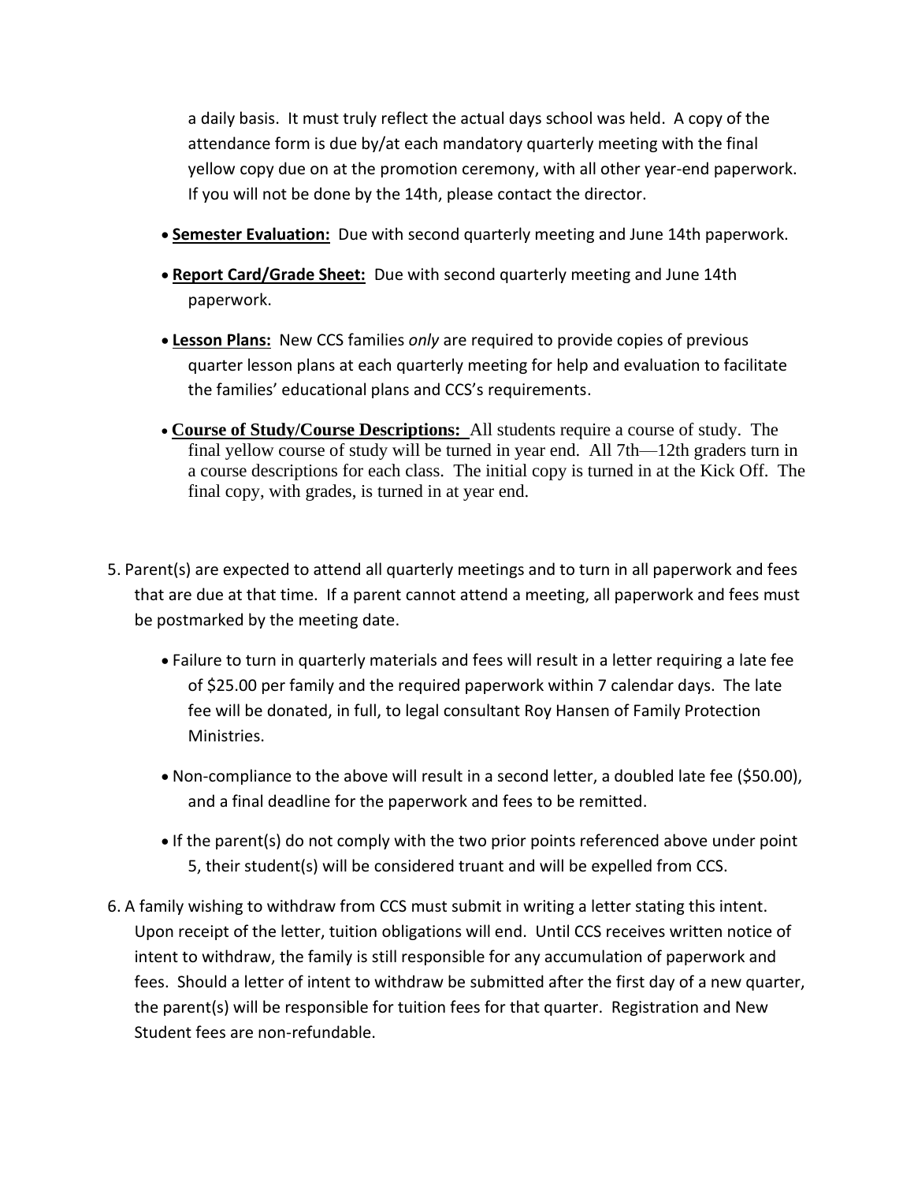a daily basis. It must truly reflect the actual days school was held. A copy of the attendance form is due by/at each mandatory quarterly meeting with the final yellow copy due on at the promotion ceremony, with all other year-end paperwork. If you will not be done by the 14th, please contact the director.

- **Semester Evaluation:** Due with second quarterly meeting and June 14th paperwork.
- **Report Card/Grade Sheet:** Due with second quarterly meeting and June 14th paperwork.
- **Lesson Plans:** New CCS families *only* are required to provide copies of previous quarter lesson plans at each quarterly meeting for help and evaluation to facilitate the families' educational plans and CCS's requirements.
- **Course of Study/Course Descriptions:** All students require a course of study. The final yellow course of study will be turned in year end. All 7th—12th graders turn in a course descriptions for each class. The initial copy is turned in at the Kick Off. The final copy, with grades, is turned in at year end.

5. Parent(s) are expected to attend all quarterly meetings and to turn in all paperwork and fees that are due at that time. If a parent cannot attend a meeting, all paperwork and fees must be postmarked by the meeting date.
   - Failure to turn in quarterly materials and fees will result in a letter requiring a late fee of $25.00 per family and the required paperwork within 7 calendar days. The late fee will be donated, in full, to legal consultant Roy Hansen of Family Protection Ministries.
   - Non-compliance to the above will result in a second letter, a doubled late fee ($50.00), and a final deadline for the paperwork and fees to be remitted.
   - If the parent(s) do not comply with the two prior points referenced above under point 5, their student(s) will be considered truant and will be expelled from CCS.
6. A family wishing to withdraw from CCS must submit in writing a letter stating this intent. Upon receipt of the letter, tuition obligations will end. Until CCS receives written notice of intent to withdraw, the family is still responsible for any accumulation of paperwork and fees. Should a letter of intent to withdraw be submitted after the first day of a new quarter, the parent(s) will be responsible for tuition fees for that quarter. Registration and New Student fees are non-refundable.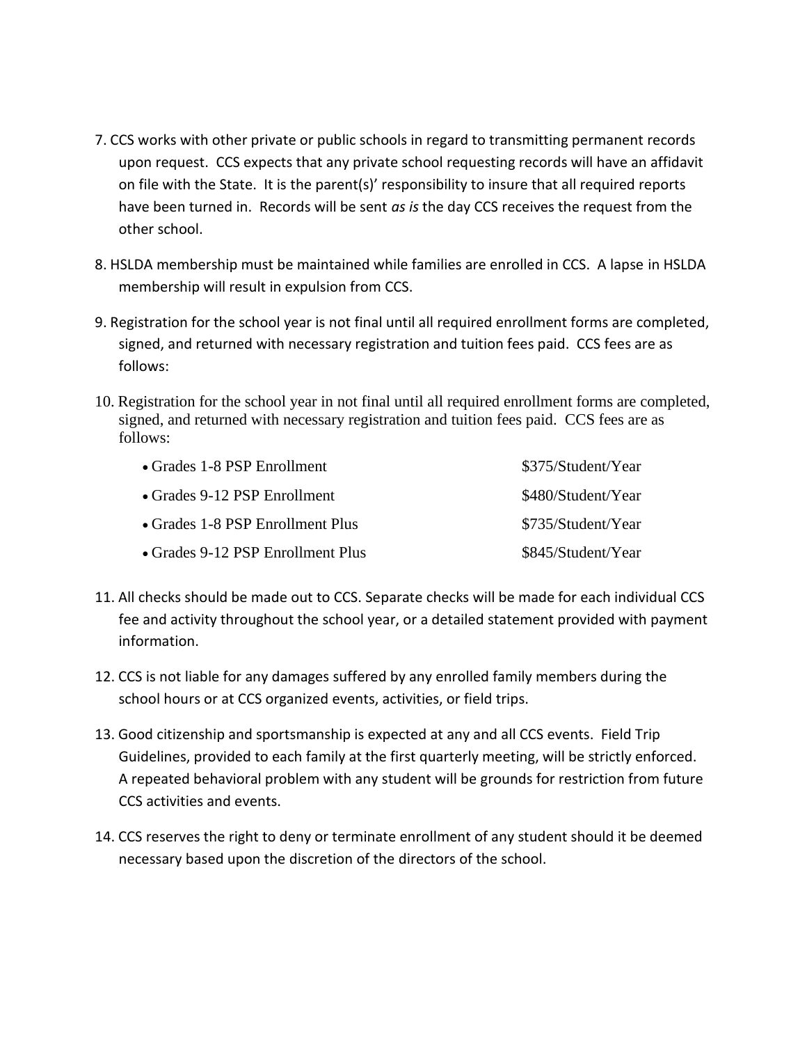7. CCS works with other private or public schools in regard to transmitting permanent records upon request. CCS expects that any private school requesting records will have an affidavit on file with the State. It is the parent(s)' responsibility to insure that all required reports have been turned in. Records will be sent *as is* the day CCS receives the request from the other school.

8. HSLDA membership must be maintained while families are enrolled in CCS. A lapse in HSLDA membership will result in expulsion from CCS.

9. Registration for the school year is not final until all required enrollment forms are completed, signed, and returned with necessary registration and tuition fees paid. CCS fees are as follows:

10. Registration for the school year in not final until all required enrollment forms are completed, signed, and returned with necessary registration and tuition fees paid. CCS fees are as follows:

| | |
|---|---|
| • Grades 1-8 PSP Enrollment | $375/Student/Year |
| • Grades 9-12 PSP Enrollment | $480/Student/Year |
| • Grades 1-8 PSP Enrollment Plus | $735/Student/Year |
| • Grades 9-12 PSP Enrollment Plus | $845/Student/Year |

11. All checks should be made out to CCS. Separate checks will be made for each individual CCS fee and activity throughout the school year, or a detailed statement provided with payment information.

12. CCS is not liable for any damages suffered by any enrolled family members during the school hours or at CCS organized events, activities, or field trips.

13. Good citizenship and sportsmanship is expected at any and all CCS events. Field Trip Guidelines, provided to each family at the first quarterly meeting, will be strictly enforced. A repeated behavioral problem with any student will be grounds for restriction from future CCS activities and events.

14. CCS reserves the right to deny or terminate enrollment of any student should it be deemed necessary based upon the discretion of the directors of the school.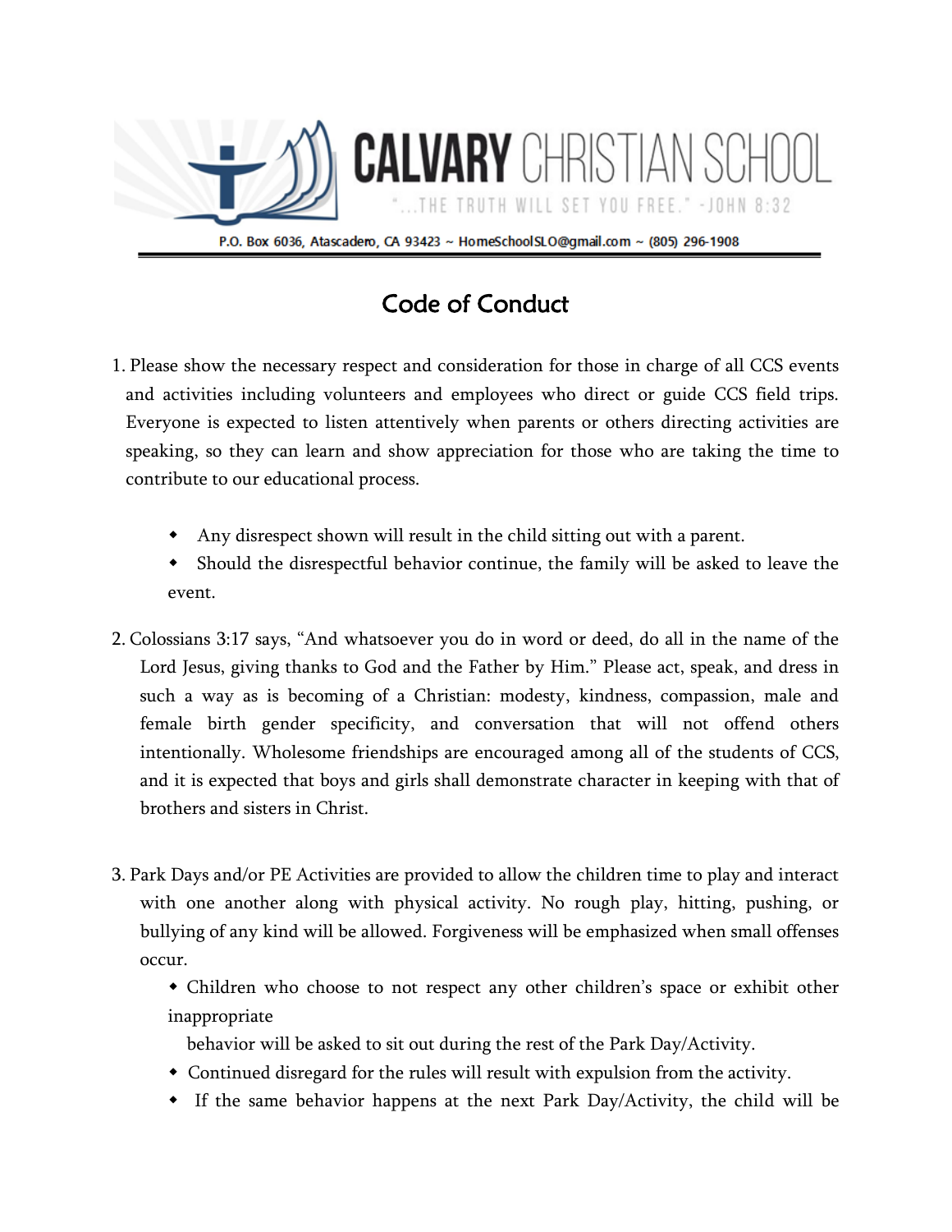# CALVARY CHRISTIAN SCHOOL

"...THE TRUTH WILL SET YOU FREE." -JOHN 8:32

P.O. Box 6036, Atascadero, CA 93423 ~ HomeSchoolSLO@gmail.com ~ (805) 296-1908

## Code of Conduct

1. Please show the necessary respect and consideration for those in charge of all CCS events and activities including volunteers and employees who direct or guide CCS field trips. Everyone is expected to listen attentively when parents or others directing activities are speaking, so they can learn and show appreciation for those who are taking the time to contribute to our educational process.

   - Any disrespect shown will result in the child sitting out with a parent.
   - Should the disrespectful behavior continue, the family will be asked to leave the event.

2. Colossians 3:17 says, "And whatsoever you do in word or deed, do all in the name of the Lord Jesus, giving thanks to God and the Father by Him." Please act, speak, and dress in such a way as is becoming of a Christian: modesty, kindness, compassion, male and female birth gender specificity, and conversation that will not offend others intentionally. Wholesome friendships are encouraged among all of the students of CCS, and it is expected that boys and girls shall demonstrate character in keeping with that of brothers and sisters in Christ.

3. Park Days and/or PE Activities are provided to allow the children time to play and interact with one another along with physical activity. No rough play, hitting, pushing, or bullying of any kind will be allowed. Forgiveness will be emphasized when small offenses occur.

   - Children who choose to not respect any other children's space or exhibit other inappropriate behavior will be asked to sit out during the rest of the Park Day/Activity.
   - Continued disregard for the rules will result with expulsion from the activity.
   - If the same behavior happens at the next Park Day/Activity, the child will be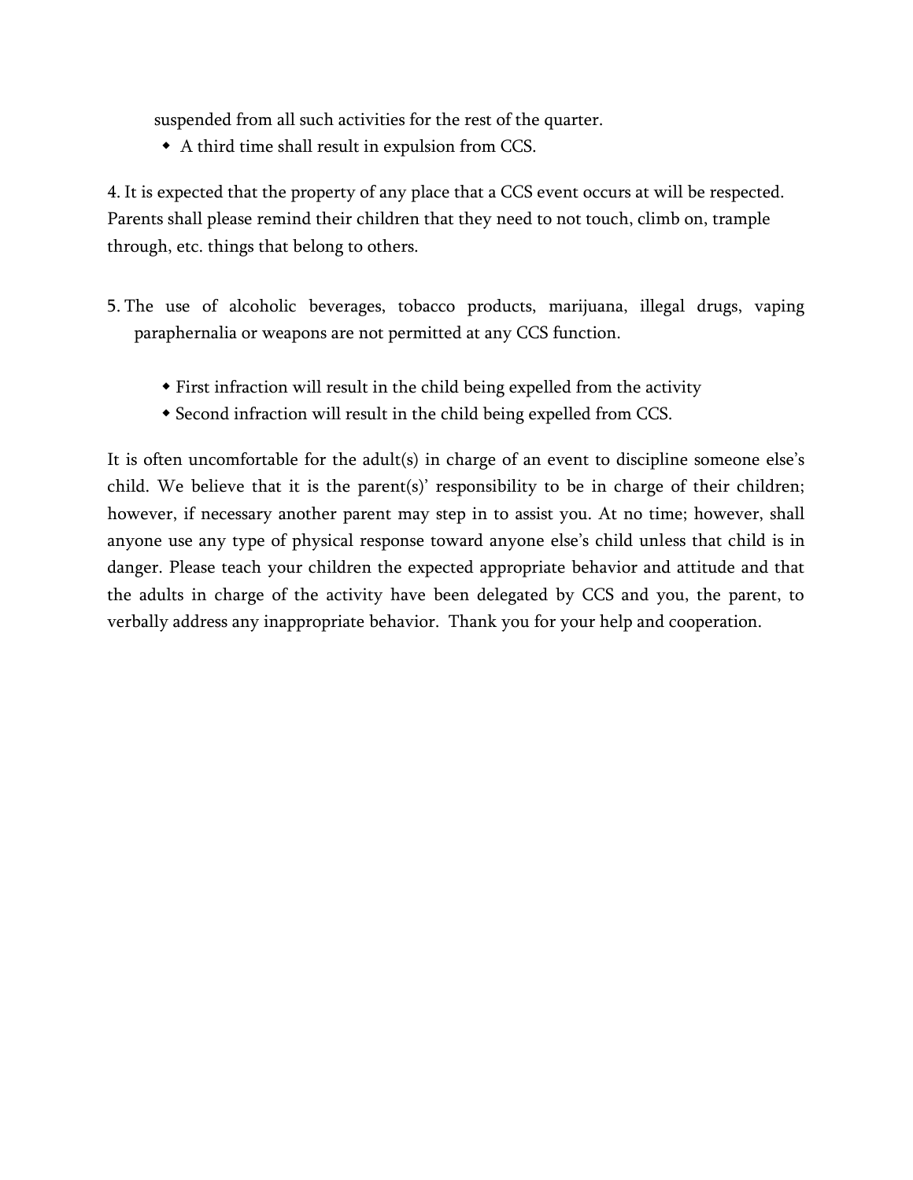suspended from all such activities for the rest of the quarter.

- A third time shall result in expulsion from CCS.

4. It is expected that the property of any place that a CCS event occurs at will be respected. Parents shall please remind their children that they need to not touch, climb on, trample through, etc. things that belong to others.

5. The use of alcoholic beverages, tobacco products, marijuana, illegal drugs, vaping paraphernalia or weapons are not permitted at any CCS function.

   - First infraction will result in the child being expelled from the activity
   - Second infraction will result in the child being expelled from CCS.

It is often uncomfortable for the adult(s) in charge of an event to discipline someone else's child. We believe that it is the parent(s)' responsibility to be in charge of their children; however, if necessary another parent may step in to assist you. At no time; however, shall anyone use any type of physical response toward anyone else's child unless that child is in danger. Please teach your children the expected appropriate behavior and attitude and that the adults in charge of the activity have been delegated by CCS and you, the parent, to verbally address any inappropriate behavior. Thank you for your help and cooperation.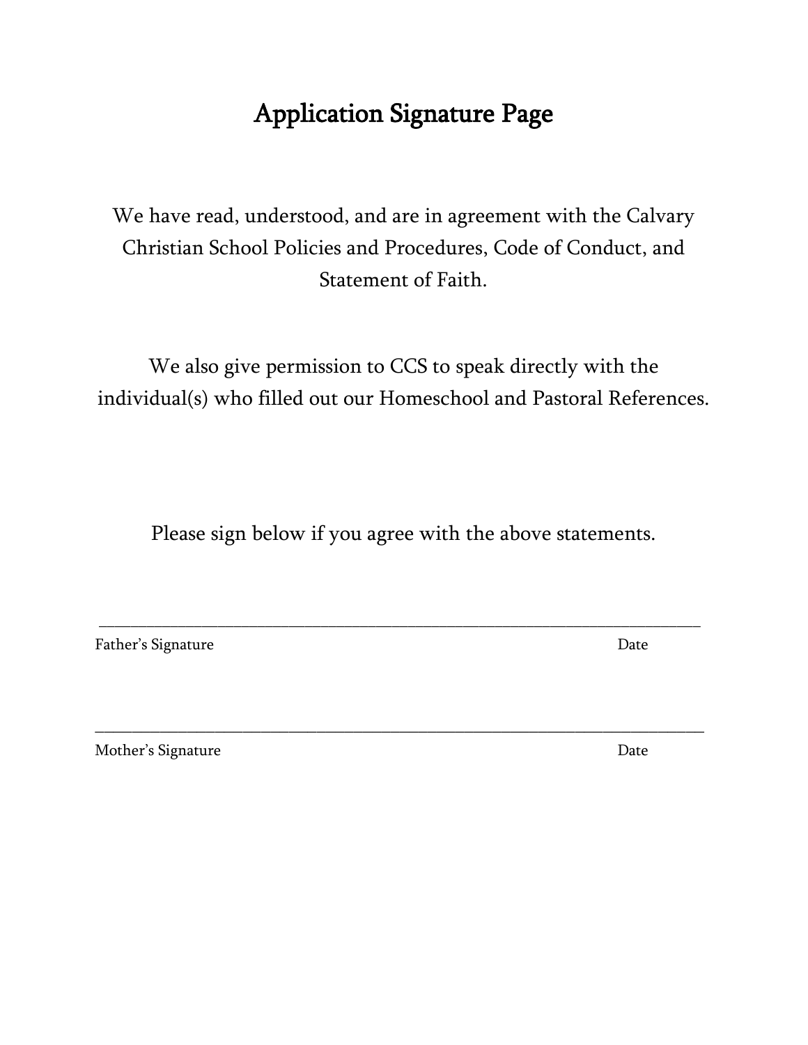# Application Signature Page

We have read, understood, and are in agreement with the Calvary Christian School Policies and Procedures, Code of Conduct, and Statement of Faith.

We also give permission to CCS to speak directly with the individual(s) who filled out our Homeschool and Pastoral References.

Please sign below if you agree with the above statements.

\_\_\_\_\_\_\_\_\_\_\_\_\_\_\_\_\_\_\_\_\_\_\_\_\_\_\_\_\_\_\_\_\_\_\_\_\_\_\_\_\_\_\_\_\_\_\_\_\_\_\_\_\_\_\_\_\_\_\_\_\_\_\_\_\_\_\_\_\_\_

Father's Signature Date

\_\_\_\_\_\_\_\_\_\_\_\_\_\_\_\_\_\_\_\_\_\_\_\_\_\_\_\_\_\_\_\_\_\_\_\_\_\_\_\_\_\_\_\_\_\_\_\_\_\_\_\_\_\_\_\_\_\_\_\_\_\_\_\_\_\_\_\_\_\_

Mother's Signature Date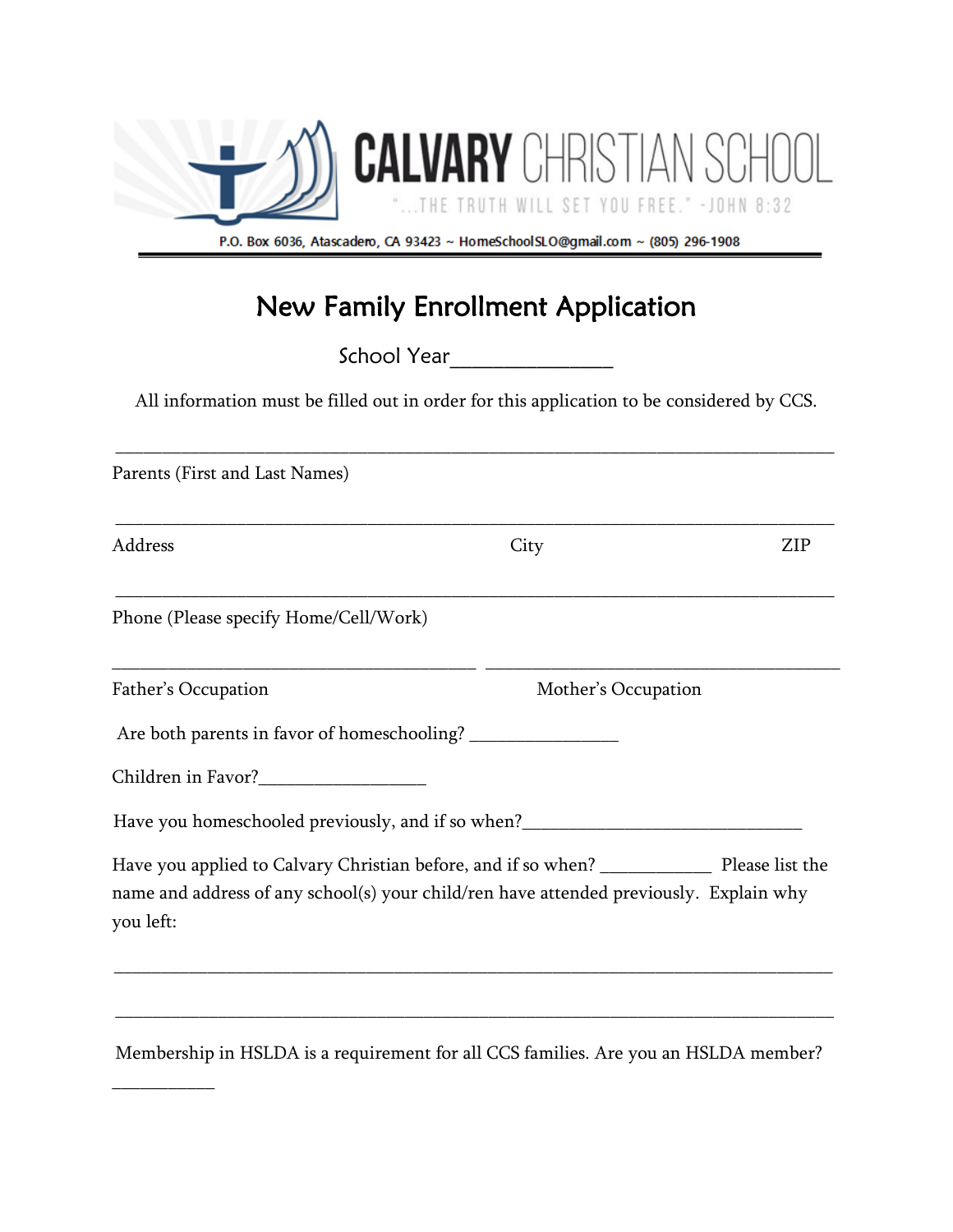**CALVARY CHRISTIAN SCHOOL**

"...THE TRUTH WILL SET YOU FREE." -JOHN 8:32

P.O. Box 6036, Atascadero, CA 93423 ~ HomeSchoolSLO@gmail.com ~ (805) 296-1908

# New Family Enrollment Application

School Year_______________

All information must be filled out in order for this application to be considered by CCS.

_______________________________________________________________________________

Parents (First and Last Names)

_______________________________________________________________________________

Address                                        City                                        ZIP

_______________________________________________________________________________

Phone (Please specify Home/Cell/Work)

________________________________________ ________________________________________

Father's Occupation                                        Mother's Occupation

Are both parents in favor of homeschooling? ________________

Children in Favor?__________________

Have you homeschooled previously, and if so when?______________________________

Have you applied to Calvary Christian before, and if so when? ___________ Please list the name and address of any school(s) your child/ren have attended previously. Explain why you left:

_______________________________________________________________________________

_______________________________________________________________________________

Membership in HSLDA is a requirement for all CCS families. Are you an HSLDA member? ___________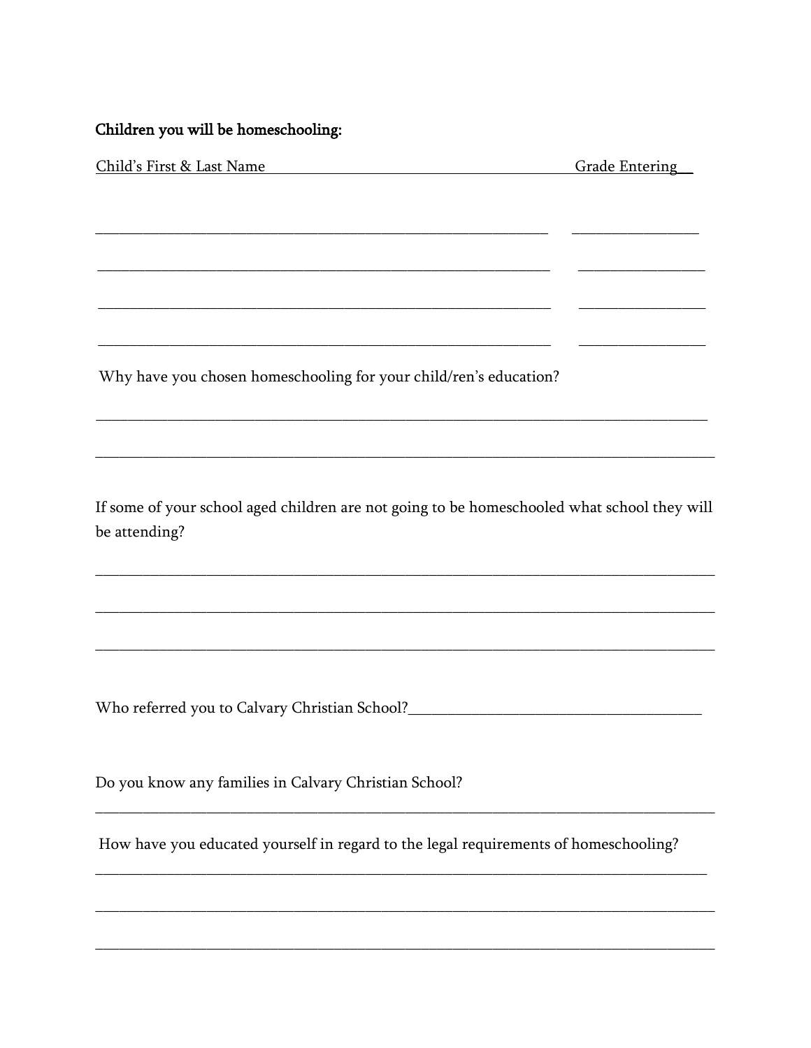**Children you will be homeschooling:**

Child's First & Last Name                                                                 Grade Entering__

___________________________________________________________     ________________

___________________________________________________________     ________________

___________________________________________________________     ________________

___________________________________________________________     ________________

Why have you chosen homeschooling for your child/ren's education?

_______________________________________________________________________________

_______________________________________________________________________________

If some of your school aged children are not going to be homeschooled what school they will be attending?

_______________________________________________________________________________

_______________________________________________________________________________

_______________________________________________________________________________

Who referred you to Calvary Christian School?_____________________________________

Do you know any families in Calvary Christian School?

_______________________________________________________________________________

How have you educated yourself in regard to the legal requirements of homeschooling?

_______________________________________________________________________________

_______________________________________________________________________________

_______________________________________________________________________________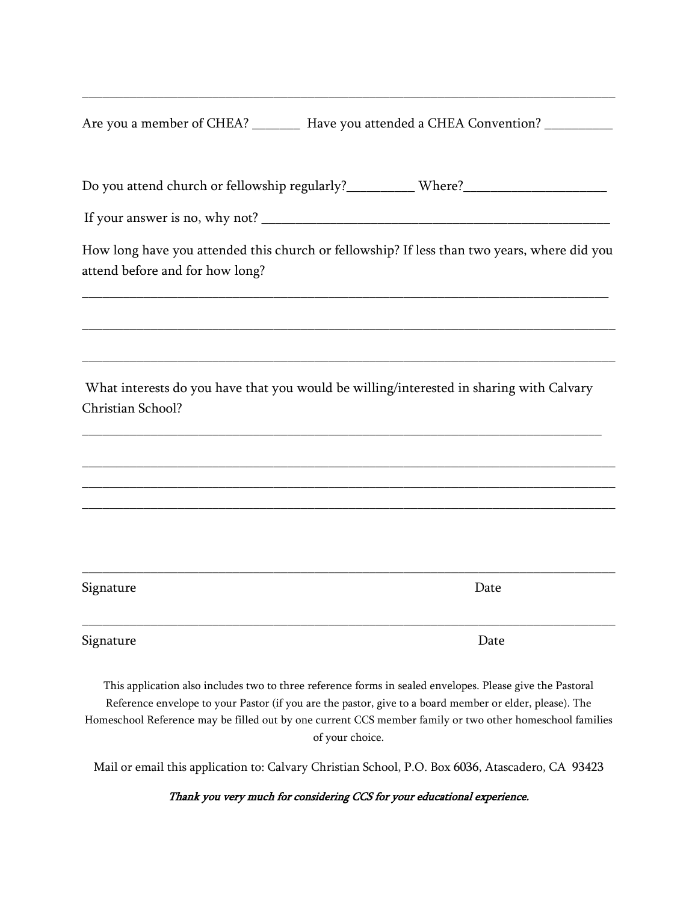______________________________________________________________________________

Are you a member of CHEA? _______ Have you attended a CHEA Convention? __________

Do you attend church or fellowship regularly?__________ Where?_____________________

If your answer is no, why not? ____________________________________________________

How long have you attended this church or fellowship? If less than two years, where did you attend before and for how long?

______________________________________________________________________________

______________________________________________________________________________

______________________________________________________________________________

What interests do you have that you would be willing/interested in sharing with Calvary Christian School?

______________________________________________________________________________

______________________________________________________________________________

______________________________________________________________________________

______________________________________________________________________________

______________________________________________________________________________

Signature Date

______________________________________________________________________________

Signature Date

This application also includes two to three reference forms in sealed envelopes. Please give the Pastoral Reference envelope to your Pastor (if you are the pastor, give to a board member or elder, please). The Homeschool Reference may be filled out by one current CCS member family or two other homeschool families of your choice.

Mail or email this application to: Calvary Christian School, P.O. Box 6036, Atascadero, CA 93423

*Thank you very much for considering CCS for your educational experience.*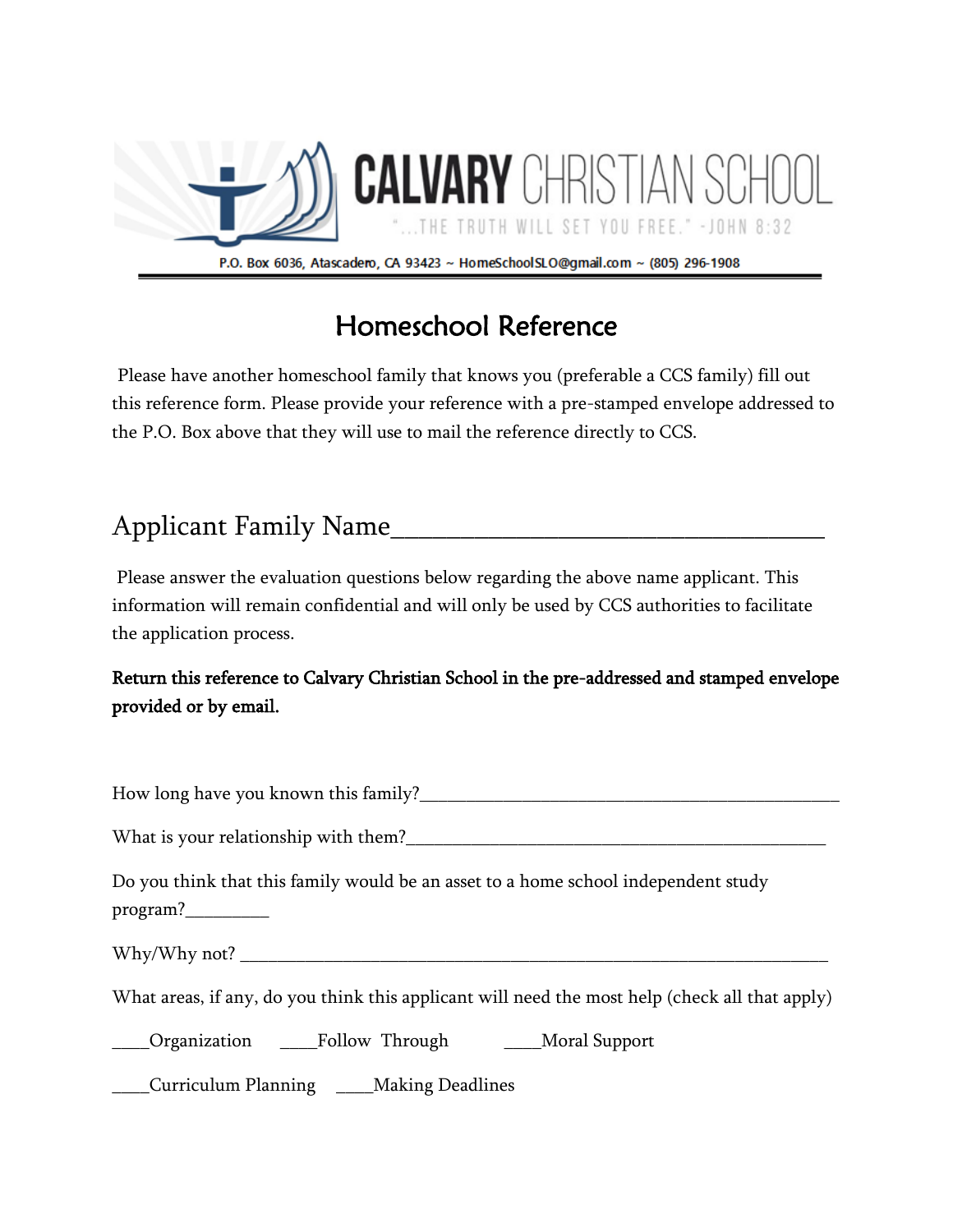CALVARY CHRISTIAN SCHOOL

"...THE TRUTH WILL SET YOU FREE." -JOHN 8:32

P.O. Box 6036, Atascadero, CA 93423 ~ HomeSchoolSLO@gmail.com ~ (805) 296-1908

# Homeschool Reference

Please have another homeschool family that knows you (preferable a CCS family) fill out this reference form. Please provide your reference with a pre-stamped envelope addressed to the P.O. Box above that they will use to mail the reference directly to CCS.

## Applicant Family Name___________________________________

Please answer the evaluation questions below regarding the above name applicant. This information will remain confidential and will only be used by CCS authorities to facilitate the application process.

**Return this reference to Calvary Christian School in the pre-addressed and stamped envelope provided or by email.**

How long have you known this family?_______________________________________________

What is your relationship with them?_______________________________________________

Do you think that this family would be an asset to a home school independent study program?_________

Why/Why not? ____________________________________________________________________

What areas, if any, do you think this applicant will need the most help (check all that apply)

____Organization ____Follow Through ____Moral Support

____Curriculum Planning ____Making Deadlines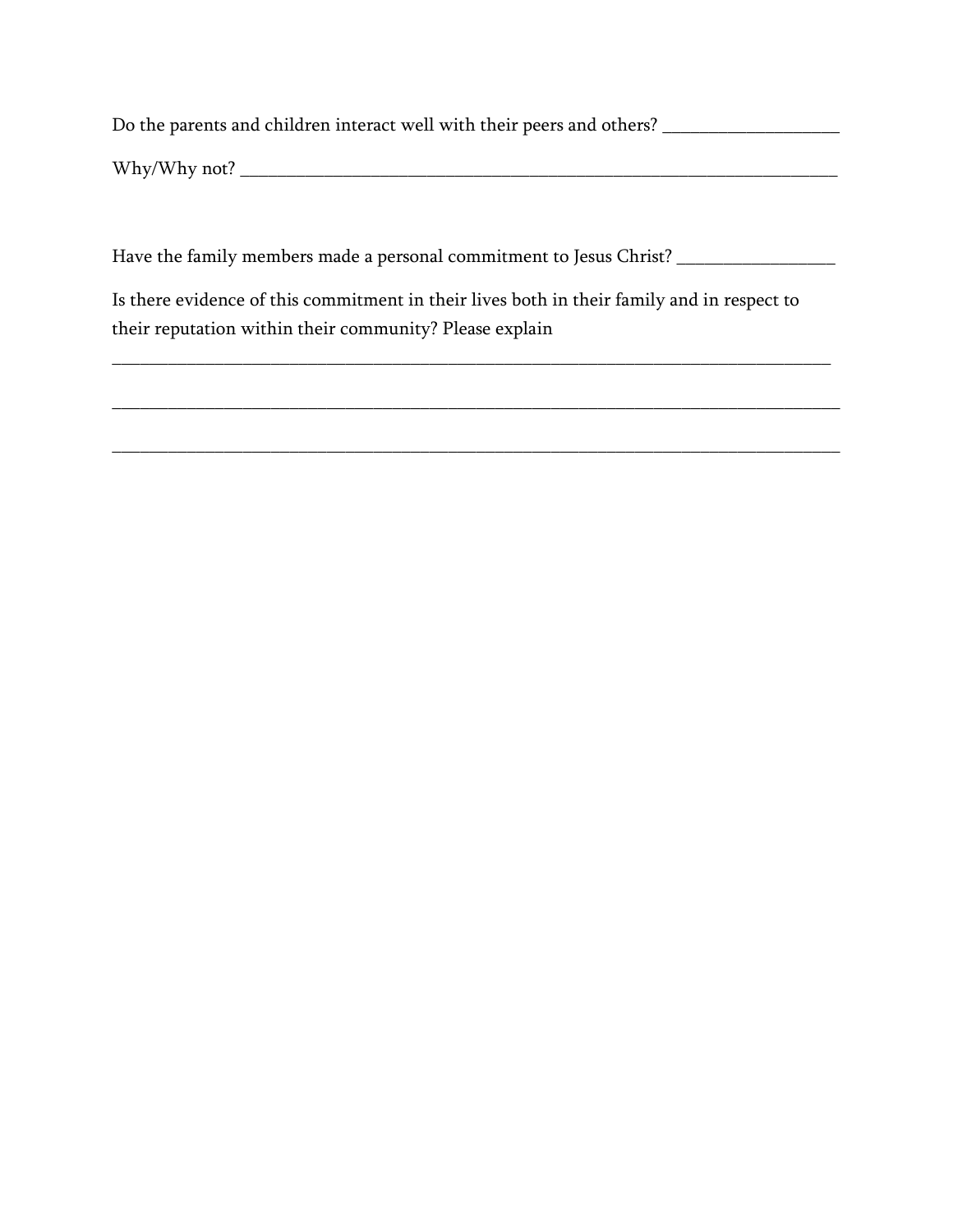Do the parents and children interact well with their peers and others? ___________________

Why/Why not? ___________________________________________________________________

Have the family members made a personal commitment to Jesus Christ? _________________

Is there evidence of this commitment in their lives both in their family and in respect to their reputation within their community? Please explain

_______________________________________________________________________________

_______________________________________________________________________________

_______________________________________________________________________________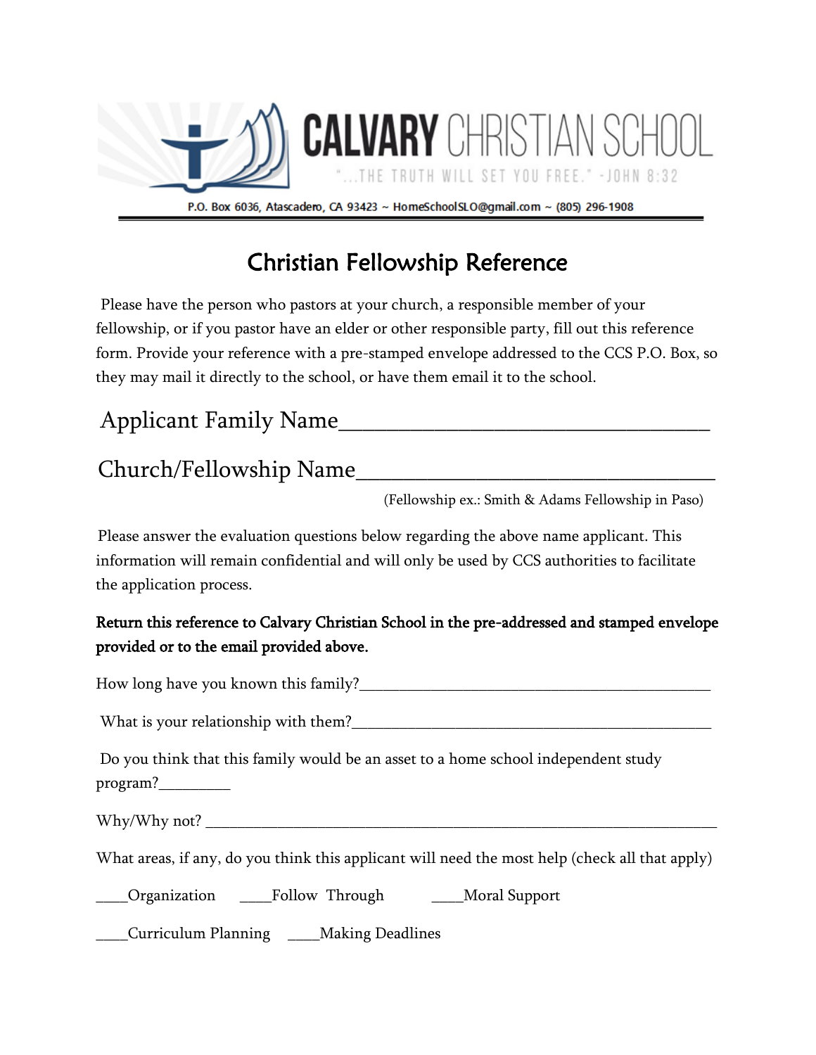# CALVARY CHRISTIAN SCHOOL

"...THE TRUTH WILL SET YOU FREE." -JOHN 8:32

P.O. Box 6036, Atascadero, CA 93423 ~ HomeSchoolSLO@gmail.com ~ (805) 296-1908

## Christian Fellowship Reference

Please have the person who pastors at your church, a responsible member of your fellowship, or if you pastor have an elder or other responsible party, fill out this reference form. Provide your reference with a pre-stamped envelope addressed to the CCS P.O. Box, so they may mail it directly to the school, or have them email it to the school.

Applicant Family Name________________________________

Church/Fellowship Name________________________________

(Fellowship ex.: Smith & Adams Fellowship in Paso)

Please answer the evaluation questions below regarding the above name applicant. This information will remain confidential and will only be used by CCS authorities to facilitate the application process.

**Return this reference to Calvary Christian School in the pre-addressed and stamped envelope provided or to the email provided above.**

How long have you known this family?______________________________________________

What is your relationship with them?______________________________________________

Do you think that this family would be an asset to a home school independent study program?_________

Why/Why not? ____________________________________________________________________

What areas, if any, do you think this applicant will need the most help (check all that apply)

____Organization ____Follow Through ____Moral Support

____Curriculum Planning ____Making Deadlines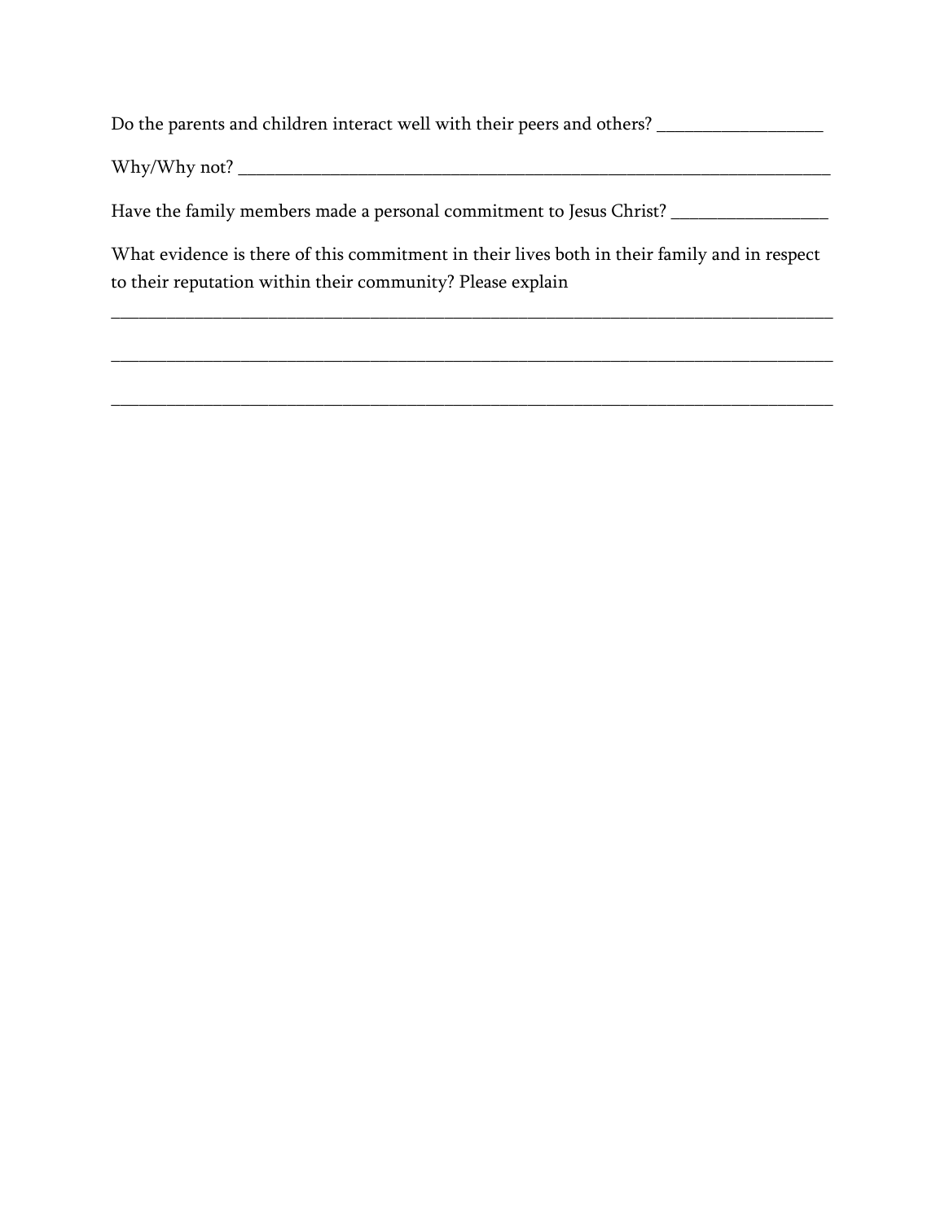Do the parents and children interact well with their peers and others? ___________________

Why/Why not? ______________________________________________________________________

Have the family members made a personal commitment to Jesus Christ? __________________

What evidence is there of this commitment in their lives both in their family and in respect to their reputation within their community? Please explain

_________________________________________________________________________________

_________________________________________________________________________________

_________________________________________________________________________________